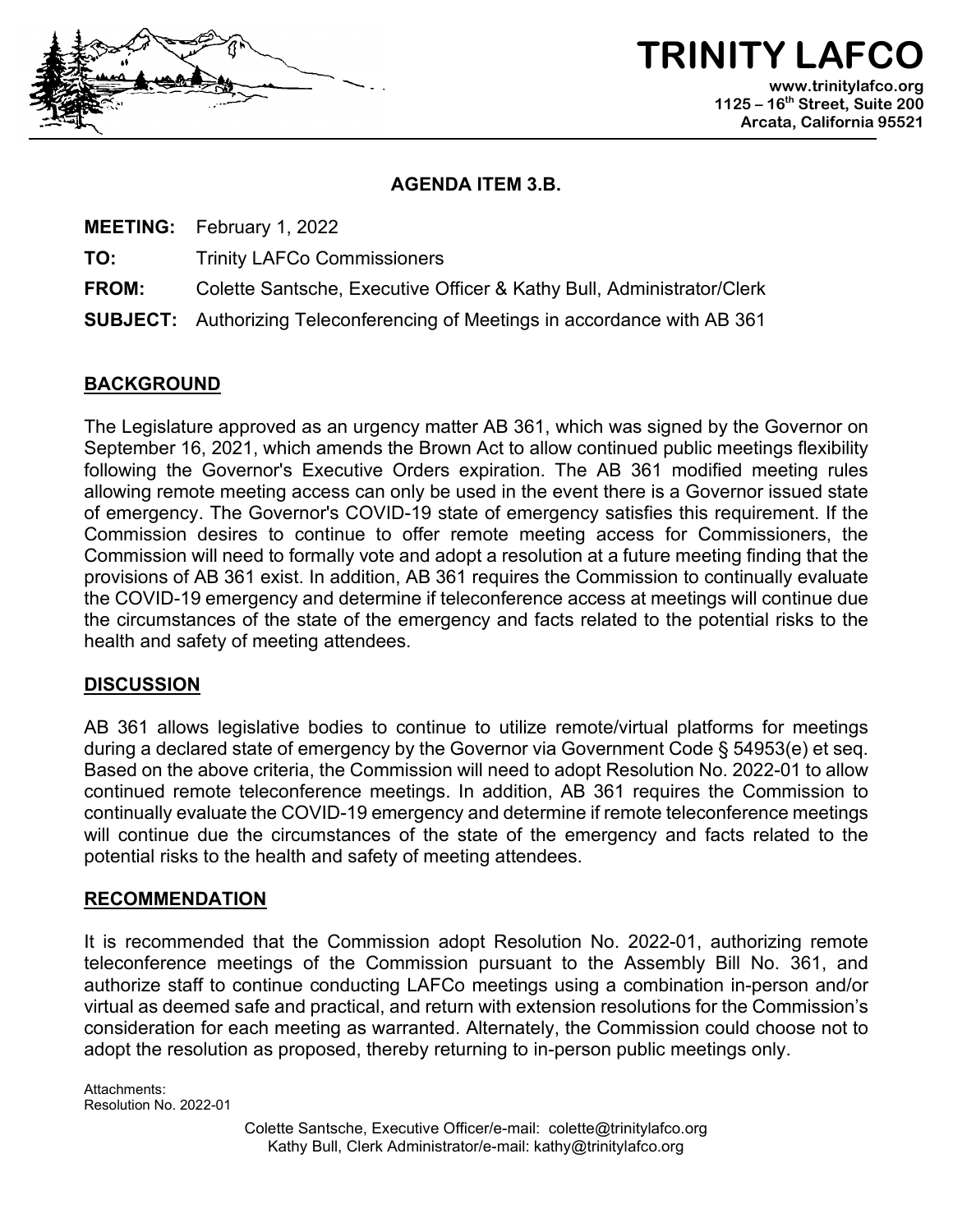# TRINITY LAFCO

www.trinitylafco.org
1125 – 16th Street, Suite 200
Arcata, California 95521

## AGENDA ITEM 3.B.

**MEETING:** February 1, 2022

**TO:** Trinity LAFCo Commissioners

**FROM:** Colette Santsche, Executive Officer & Kathy Bull, Administrator/Clerk

**SUBJECT:** Authorizing Teleconferencing of Meetings in accordance with AB 361

## BACKGROUND

The Legislature approved as an urgency matter AB 361, which was signed by the Governor on September 16, 2021, which amends the Brown Act to allow continued public meetings flexibility following the Governor's Executive Orders expiration. The AB 361 modified meeting rules allowing remote meeting access can only be used in the event there is a Governor issued state of emergency. The Governor's COVID-19 state of emergency satisfies this requirement. If the Commission desires to continue to offer remote meeting access for Commissioners, the Commission will need to formally vote and adopt a resolution at a future meeting finding that the provisions of AB 361 exist. In addition, AB 361 requires the Commission to continually evaluate the COVID-19 emergency and determine if teleconference access at meetings will continue due the circumstances of the state of the emergency and facts related to the potential risks to the health and safety of meeting attendees.

## DISCUSSION

AB 361 allows legislative bodies to continue to utilize remote/virtual platforms for meetings during a declared state of emergency by the Governor via Government Code § 54953(e) et seq. Based on the above criteria, the Commission will need to adopt Resolution No. 2022-01 to allow continued remote teleconference meetings. In addition, AB 361 requires the Commission to continually evaluate the COVID-19 emergency and determine if remote teleconference meetings will continue due the circumstances of the state of the emergency and facts related to the potential risks to the health and safety of meeting attendees.

## RECOMMENDATION

It is recommended that the Commission adopt Resolution No. 2022-01, authorizing remote teleconference meetings of the Commission pursuant to the Assembly Bill No. 361, and authorize staff to continue conducting LAFCo meetings using a combination in-person and/or virtual as deemed safe and practical, and return with extension resolutions for the Commission's consideration for each meeting as warranted. Alternately, the Commission could choose not to adopt the resolution as proposed, thereby returning to in-person public meetings only.

Attachments:
Resolution No. 2022-01

Colette Santsche, Executive Officer/e-mail: colette@trinitylafco.org
Kathy Bull, Clerk Administrator/e-mail: kathy@trinitylafco.org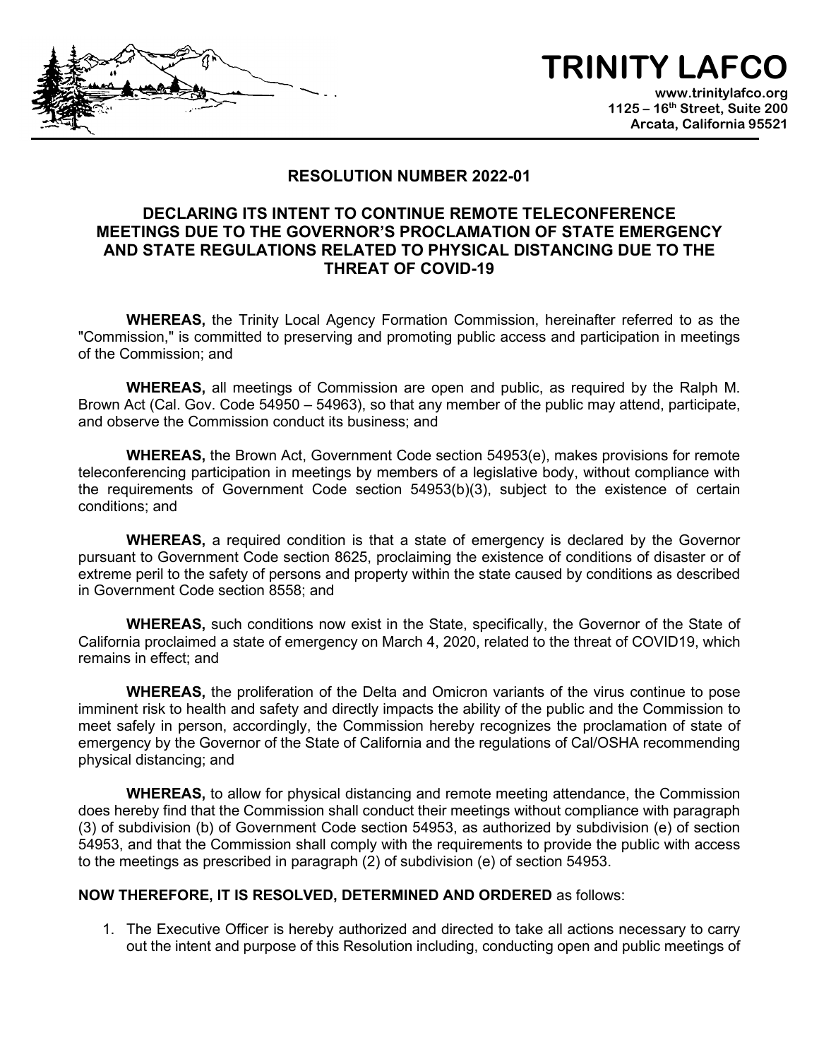# TRINITY LAFCO

www.trinitylafco.org
1125 – 16th Street, Suite 200
Arcata, California 95521

## RESOLUTION NUMBER 2022-01

### DECLARING ITS INTENT TO CONTINUE REMOTE TELECONFERENCE MEETINGS DUE TO THE GOVERNOR'S PROCLAMATION OF STATE EMERGENCY AND STATE REGULATIONS RELATED TO PHYSICAL DISTANCING DUE TO THE THREAT OF COVID-19

**WHEREAS,** the Trinity Local Agency Formation Commission, hereinafter referred to as the "Commission," is committed to preserving and promoting public access and participation in meetings of the Commission; and

**WHEREAS,** all meetings of Commission are open and public, as required by the Ralph M. Brown Act (Cal. Gov. Code 54950 – 54963), so that any member of the public may attend, participate, and observe the Commission conduct its business; and

**WHEREAS,** the Brown Act, Government Code section 54953(e), makes provisions for remote teleconferencing participation in meetings by members of a legislative body, without compliance with the requirements of Government Code section 54953(b)(3), subject to the existence of certain conditions; and

**WHEREAS,** a required condition is that a state of emergency is declared by the Governor pursuant to Government Code section 8625, proclaiming the existence of conditions of disaster or of extreme peril to the safety of persons and property within the state caused by conditions as described in Government Code section 8558; and

**WHEREAS,** such conditions now exist in the State, specifically, the Governor of the State of California proclaimed a state of emergency on March 4, 2020, related to the threat of COVID19, which remains in effect; and

**WHEREAS,** the proliferation of the Delta and Omicron variants of the virus continue to pose imminent risk to health and safety and directly impacts the ability of the public and the Commission to meet safely in person, accordingly, the Commission hereby recognizes the proclamation of state of emergency by the Governor of the State of California and the regulations of Cal/OSHA recommending physical distancing; and

**WHEREAS,** to allow for physical distancing and remote meeting attendance, the Commission does hereby find that the Commission shall conduct their meetings without compliance with paragraph (3) of subdivision (b) of Government Code section 54953, as authorized by subdivision (e) of section 54953, and that the Commission shall comply with the requirements to provide the public with access to the meetings as prescribed in paragraph (2) of subdivision (e) of section 54953.

**NOW THEREFORE, IT IS RESOLVED, DETERMINED AND ORDERED** as follows:

1. The Executive Officer is hereby authorized and directed to take all actions necessary to carry out the intent and purpose of this Resolution including, conducting open and public meetings of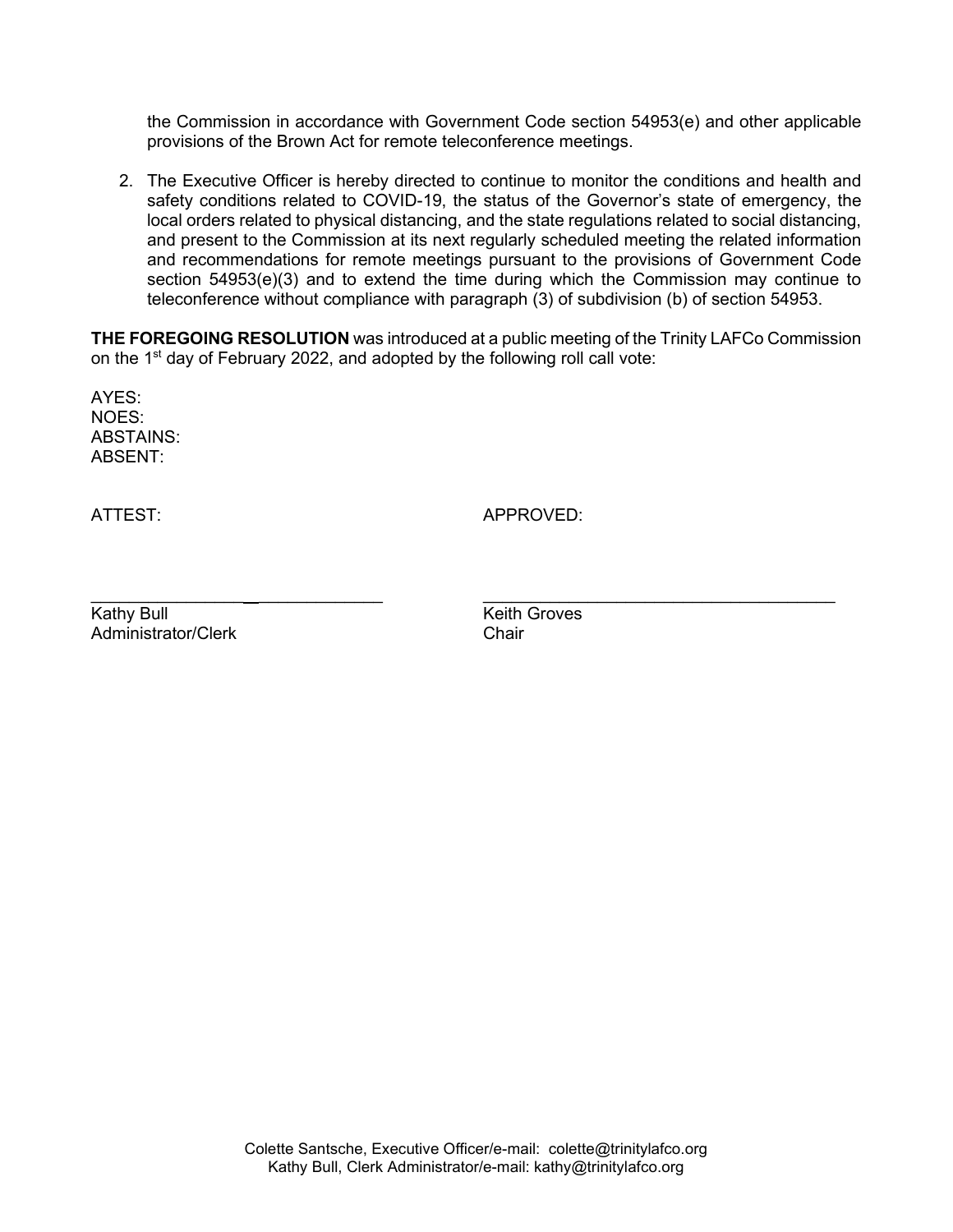the Commission in accordance with Government Code section 54953(e) and other applicable provisions of the Brown Act for remote teleconference meetings.

2. The Executive Officer is hereby directed to continue to monitor the conditions and health and safety conditions related to COVID-19, the status of the Governor's state of emergency, the local orders related to physical distancing, and the state regulations related to social distancing, and present to the Commission at its next regularly scheduled meeting the related information and recommendations for remote meetings pursuant to the provisions of Government Code section 54953(e)(3) and to extend the time during which the Commission may continue to teleconference without compliance with paragraph (3) of subdivision (b) of section 54953.

**THE FOREGOING RESOLUTION** was introduced at a public meeting of the Trinity LAFCo Commission on the 1st day of February 2022, and adopted by the following roll call vote:

AYES:
NOES:
ABSTAINS:
ABSENT:

ATTEST:

______________________________
Kathy Bull
Administrator/Clerk

APPROVED:

______________________________
Keith Groves
Chair

Colette Santsche, Executive Officer/e-mail: colette@trinitylafco.org
Kathy Bull, Clerk Administrator/e-mail: kathy@trinitylafco.org